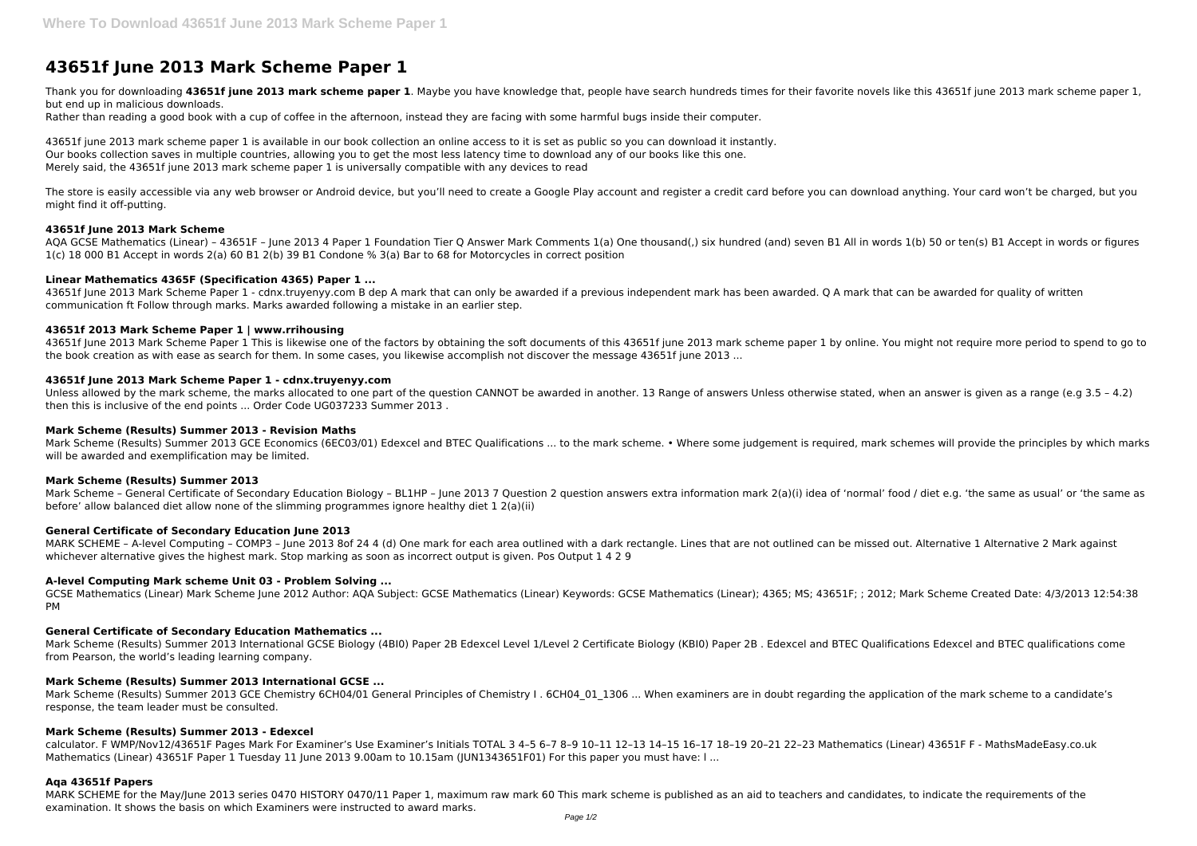# 43651f June 2013 Mark Scheme Paper 1

Thank you for downloading **43651f june 2013 mark scheme paper 1**. Maybe you have knowledge that, people have search hundreds times for their favorite novels like this 43651f june 2013 mark scheme paper 1, but end up in malicious downloads.

Rather than reading a good book with a cup of coffee in the afternoon, instead they are facing with some harmful bugs inside their computer.

43651f june 2013 mark scheme paper 1 is available in our book collection an online access to it is set as public so you can download it instantly.
Our books collection saves in multiple countries, allowing you to get the most less latency time to download any of our books like this one.
Merely said, the 43651f june 2013 mark scheme paper 1 is universally compatible with any devices to read

The store is easily accessible via any web browser or Android device, but you'll need to create a Google Play account and register a credit card before you can download anything. Your card won't be charged, but you might find it off-putting.

### 43651f June 2013 Mark Scheme

AQA GCSE Mathematics (Linear) – 43651F – June 2013 4 Paper 1 Foundation Tier Q Answer Mark Comments 1(a) One thousand(,) six hundred (and) seven B1 All in words 1(b) 50 or ten(s) B1 Accept in words or figures 1(c) 18 000 B1 Accept in words 2(a) 60 B1 2(b) 39 B1 Condone % 3(a) Bar to 68 for Motorcycles in correct position

### Linear Mathematics 4365F (Specification 4365) Paper 1 ...

43651f June 2013 Mark Scheme Paper 1 - cdnx.truyenyy.com B dep A mark that can only be awarded if a previous independent mark has been awarded. Q A mark that can be awarded for quality of written communication ft Follow through marks. Marks awarded following a mistake in an earlier step.

### 43651f 2013 Mark Scheme Paper 1 | www.rrihousing

43651f June 2013 Mark Scheme Paper 1 This is likewise one of the factors by obtaining the soft documents of this 43651f june 2013 mark scheme paper 1 by online. You might not require more period to spend to go to the book creation as with ease as search for them. In some cases, you likewise accomplish not discover the message 43651f june 2013 ...

### 43651f June 2013 Mark Scheme Paper 1 - cdnx.truyenyy.com

Unless allowed by the mark scheme, the marks allocated to one part of the question CANNOT be awarded in another. 13 Range of answers Unless otherwise stated, when an answer is given as a range (e.g 3.5 – 4.2) then this is inclusive of the end points ... Order Code UG037233 Summer 2013 .

### Mark Scheme (Results) Summer 2013 - Revision Maths

Mark Scheme (Results) Summer 2013 GCE Economics (6EC03/01) Edexcel and BTEC Qualifications ... to the mark scheme. • Where some judgement is required, mark schemes will provide the principles by which marks will be awarded and exemplification may be limited.

### Mark Scheme (Results) Summer 2013

Mark Scheme – General Certificate of Secondary Education Biology – BL1HP – June 2013 7 Question 2 question answers extra information mark 2(a)(i) idea of 'normal' food / diet e.g. 'the same as usual' or 'the same as before' allow balanced diet allow none of the slimming programmes ignore healthy diet 1 2(a)(ii)

### General Certificate of Secondary Education June 2013

MARK SCHEME – A-level Computing – COMP3 – June 2013 8of 24 4 (d) One mark for each area outlined with a dark rectangle. Lines that are not outlined can be missed out. Alternative 1 Alternative 2 Mark against whichever alternative gives the highest mark. Stop marking as soon as incorrect output is given. Pos Output 1 4 2 9

### A-level Computing Mark scheme Unit 03 - Problem Solving ...

GCSE Mathematics (Linear) Mark Scheme June 2012 Author: AQA Subject: GCSE Mathematics (Linear) Keywords: GCSE Mathematics (Linear); 4365; MS; 43651F; ; 2012; Mark Scheme Created Date: 4/3/2013 12:54:38 PM

### General Certificate of Secondary Education Mathematics ...

Mark Scheme (Results) Summer 2013 International GCSE Biology (4BI0) Paper 2B Edexcel Level 1/Level 2 Certificate Biology (KBI0) Paper 2B . Edexcel and BTEC Qualifications Edexcel and BTEC qualifications come from Pearson, the world's leading learning company.

### Mark Scheme (Results) Summer 2013 International GCSE ...

Mark Scheme (Results) Summer 2013 GCE Chemistry 6CH04/01 General Principles of Chemistry I . 6CH04_01_1306 ... When examiners are in doubt regarding the application of the mark scheme to a candidate's response, the team leader must be consulted.

### Mark Scheme (Results) Summer 2013 - Edexcel

calculator. F WMP/Nov12/43651F Pages Mark For Examiner's Use Examiner's Initials TOTAL 3 4–5 6–7 8–9 10–11 12–13 14–15 16–17 18–19 20–21 22–23 Mathematics (Linear) 43651F F - MathsMadeEasy.co.uk Mathematics (Linear) 43651F Paper 1 Tuesday 11 June 2013 9.00am to 10.15am (JUN1343651F01) For this paper you must have: l ...

### Aqa 43651f Papers

MARK SCHEME for the May/June 2013 series 0470 HISTORY 0470/11 Paper 1, maximum raw mark 60 This mark scheme is published as an aid to teachers and candidates, to indicate the requirements of the examination. It shows the basis on which Examiners were instructed to award marks.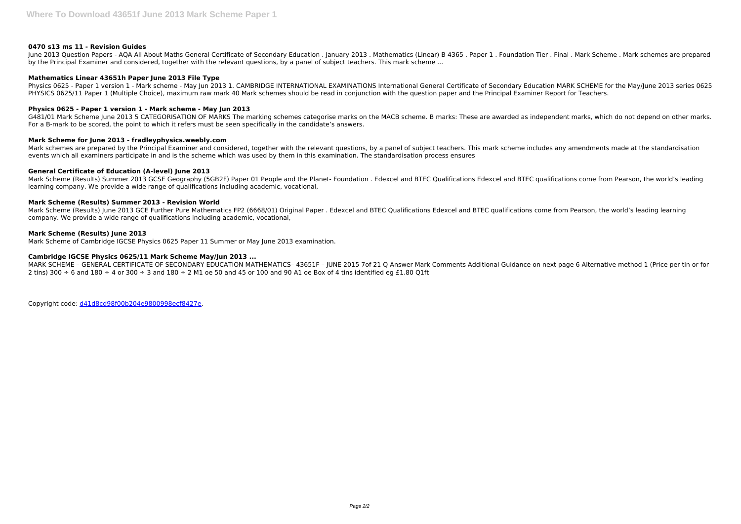### 0470 s13 ms 11 - Revision Guides

June 2013 Question Papers - AQA All About Maths General Certificate of Secondary Education . January 2013 . Mathematics (Linear) B 4365 . Paper 1 . Foundation Tier . Final . Mark Scheme . Mark schemes are prepared by the Principal Examiner and considered, together with the relevant questions, by a panel of subject teachers. This mark scheme ...

### Mathematics Linear 43651h Paper June 2013 File Type

Physics 0625 - Paper 1 version 1 - Mark scheme - May Jun 2013 1. CAMBRIDGE INTERNATIONAL EXAMINATIONS International General Certificate of Secondary Education MARK SCHEME for the May/June 2013 series 0625 PHYSICS 0625/11 Paper 1 (Multiple Choice), maximum raw mark 40 Mark schemes should be read in conjunction with the question paper and the Principal Examiner Report for Teachers.

### Physics 0625 - Paper 1 version 1 - Mark scheme - May Jun 2013

G481/01 Mark Scheme June 2013 5 CATEGORISATION OF MARKS The marking schemes categorise marks on the MACB scheme. B marks: These are awarded as independent marks, which do not depend on other marks. For a B-mark to be scored, the point to which it refers must be seen specifically in the candidate's answers.

### Mark Scheme for June 2013 - fradleyphysics.weebly.com

Mark schemes are prepared by the Principal Examiner and considered, together with the relevant questions, by a panel of subject teachers. This mark scheme includes any amendments made at the standardisation events which all examiners participate in and is the scheme which was used by them in this examination. The standardisation process ensures

### General Certificate of Education (A-level) June 2013

Mark Scheme (Results) Summer 2013 GCSE Geography (5GB2F) Paper 01 People and the Planet- Foundation . Edexcel and BTEC Qualifications Edexcel and BTEC qualifications come from Pearson, the world's leading learning company. We provide a wide range of qualifications including academic, vocational,

### Mark Scheme (Results) Summer 2013 - Revision World

Mark Scheme (Results) June 2013 GCE Further Pure Mathematics FP2 (6668/01) Original Paper . Edexcel and BTEC Qualifications Edexcel and BTEC qualifications come from Pearson, the world's leading learning company. We provide a wide range of qualifications including academic, vocational,

### Mark Scheme (Results) June 2013

Mark Scheme of Cambridge IGCSE Physics 0625 Paper 11 Summer or May June 2013 examination.

### Cambridge IGCSE Physics 0625/11 Mark Scheme May/Jun 2013 ...

MARK SCHEME – GENERAL CERTIFICATE OF SECONDARY EDUCATION MATHEMATICS– 43651F – JUNE 2015 7of 21 Q Answer Mark Comments Additional Guidance on next page 6 Alternative method 1 (Price per tin or for 2 tins) 300 ÷ 6 and 180 ÷ 4 or 300 ÷ 3 and 180 ÷ 2 M1 oe 50 and 45 or 100 and 90 A1 oe Box of 4 tins identified eg £1.80 Q1ft

Copyright code: d41d8cd98f00b204e9800998ecf8427e.